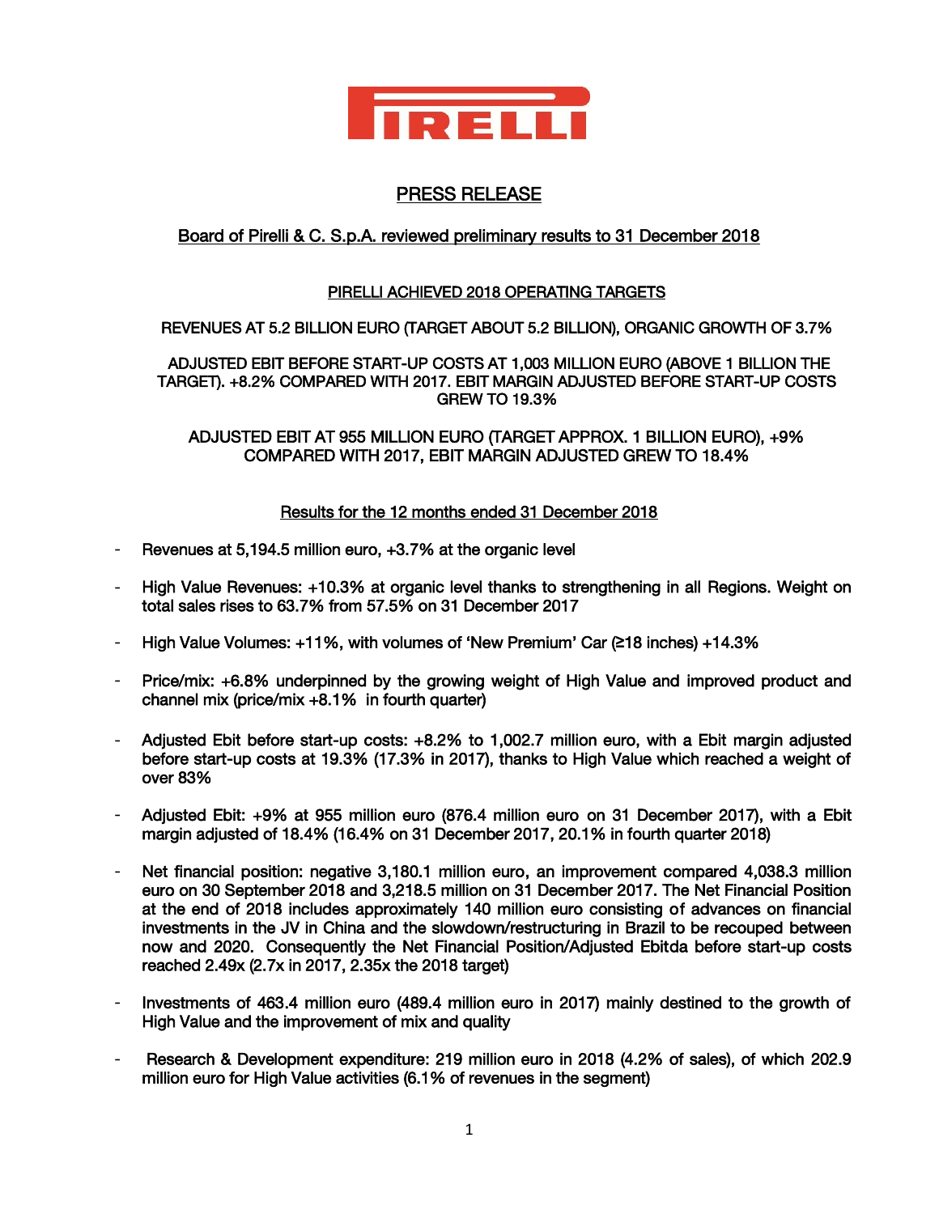# PIRELLI

## PRESS RELEASE

### Board of Pirelli & C. S.p.A. reviewed preliminary results to 31 December 2018

**PIRELLI ACHIEVED 2018 OPERATING TARGETS**

**REVENUES AT 5.2 BILLION EURO (TARGET ABOUT 5.2 BILLION), ORGANIC GROWTH OF 3.7%**

**ADJUSTED EBIT BEFORE START-UP COSTS AT 1,003 MILLION EURO (ABOVE 1 BILLION THE TARGET). +8.2% COMPARED WITH 2017. EBIT MARGIN ADJUSTED BEFORE START-UP COSTS GREW TO 19.3%**

**ADJUSTED EBIT AT 955 MILLION EURO (TARGET APPROX. 1 BILLION EURO), +9% COMPARED WITH 2017, EBIT MARGIN ADJUSTED GREW TO 18.4%**

**Results for the 12 months ended 31 December 2018**

- Revenues at 5,194.5 million euro, +3.7% at the organic level
- High Value Revenues: +10.3% at organic level thanks to strengthening in all Regions. Weight on total sales rises to 63.7% from 57.5% on 31 December 2017
- High Value Volumes: +11%, with volumes of 'New Premium' Car (≥18 inches) +14.3%
- Price/mix: +6.8% underpinned by the growing weight of High Value and improved product and channel mix (price/mix +8.1% in fourth quarter)
- Adjusted Ebit before start-up costs: +8.2% to 1,002.7 million euro, with a Ebit margin adjusted before start-up costs at 19.3% (17.3% in 2017), thanks to High Value which reached a weight of over 83%
- Adjusted Ebit: +9% at 955 million euro (876.4 million euro on 31 December 2017), with a Ebit margin adjusted of 18.4% (16.4% on 31 December 2017, 20.1% in fourth quarter 2018)
- Net financial position: negative 3,180.1 million euro, an improvement compared 4,038.3 million euro on 30 September 2018 and 3,218.5 million on 31 December 2017. The Net Financial Position at the end of 2018 includes approximately 140 million euro consisting of advances on financial investments in the JV in China and the slowdown/restructuring in Brazil to be recouped between now and 2020. Consequently the Net Financial Position/Adjusted Ebitda before start-up costs reached 2.49x (2.7x in 2017, 2.35x the 2018 target)
- Investments of 463.4 million euro (489.4 million euro in 2017) mainly destined to the growth of High Value and the improvement of mix and quality
- Research & Development expenditure: 219 million euro in 2018 (4.2% of sales), of which 202.9 million euro for High Value activities (6.1% of revenues in the segment)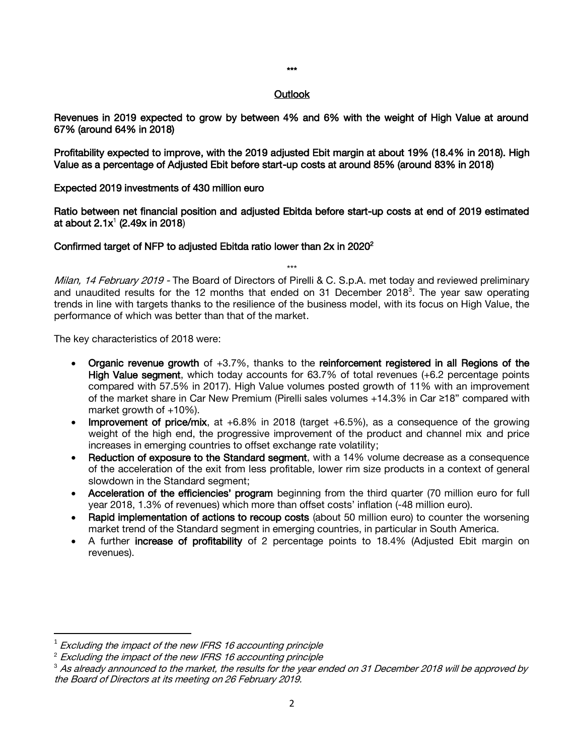\*\*\*

## Outlook

**Revenues in 2019 expected to grow by between 4% and 6% with the weight of High Value at around 67% (around 64% in 2018)**

**Profitability expected to improve, with the 2019 adjusted Ebit margin at about 19% (18.4% in 2018). High Value as a percentage of Adjusted Ebit before start-up costs at around 85% (around 83% in 2018)**

**Expected 2019 investments of 430 million euro**

**Ratio between net financial position and adjusted Ebitda before start-up costs at end of 2019 estimated at about 2.1x[1] (2.49x in 2018)**

**Confirmed target of NFP to adjusted Ebitda ratio lower than 2x in 2020[2]**

\*\*\*

*Milan, 14 February 2019* - The Board of Directors of Pirelli & C. S.p.A. met today and reviewed preliminary and unaudited results for the 12 months that ended on 31 December 2018[3]. The year saw operating trends in line with targets thanks to the resilience of the business model, with its focus on High Value, the performance of which was better than that of the market.

The key characteristics of 2018 were:

- **Organic revenue growth** of +3.7%, thanks to the **reinforcement registered in all Regions of the High Value segment**, which today accounts for 63.7% of total revenues (+6.2 percentage points compared with 57.5% in 2017). High Value volumes posted growth of 11% with an improvement of the market share in Car New Premium (Pirelli sales volumes +14.3% in Car ≥18" compared with market growth of +10%).
- **Improvement of price/mix**, at +6.8% in 2018 (target +6.5%), as a consequence of the growing weight of the high end, the progressive improvement of the product and channel mix and price increases in emerging countries to offset exchange rate volatility;
- **Reduction of exposure to the Standard segment**, with a 14% volume decrease as a consequence of the acceleration of the exit from less profitable, lower rim size products in a context of general slowdown in the Standard segment;
- **Acceleration of the efficiencies' program** beginning from the third quarter (70 million euro for full year 2018, 1.3% of revenues) which more than offset costs' inflation (-48 million euro).
- **Rapid implementation of actions to recoup costs** (about 50 million euro) to counter the worsening market trend of the Standard segment in emerging countries, in particular in South America.
- A further **increase of profitability** of 2 percentage points to 18.4% (Adjusted Ebit margin on revenues).

---

[1] *Excluding the impact of the new IFRS 16 accounting principle*

[2] *Excluding the impact of the new IFRS 16 accounting principle*

[3] *As already announced to the market, the results for the year ended on 31 December 2018 will be approved by the Board of Directors at its meeting on 26 February 2019.*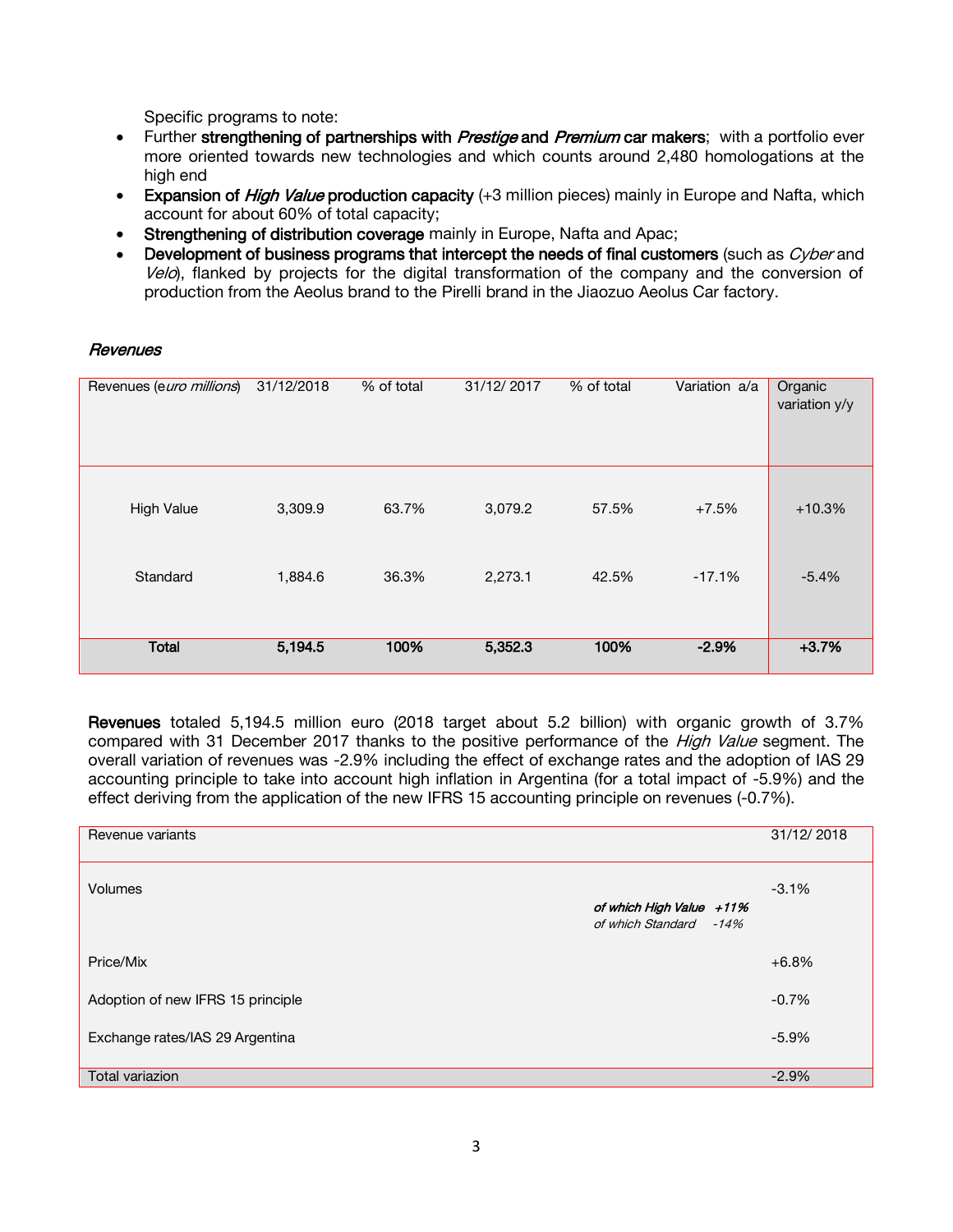Specific programs to note:

- Further **strengthening of partnerships with *Prestige* and *Premium* car makers**; with a portfolio ever more oriented towards new technologies and which counts around 2,480 homologations at the high end
- **Expansion of *High Value* production capacity** (+3 million pieces) mainly in Europe and Nafta, which account for about 60% of total capacity;
- **Strengthening of distribution coverage** mainly in Europe, Nafta and Apac;
- **Development of business programs that intercept the needs of final customers** (such as *Cyber* and *Velo*), flanked by projects for the digital transformation of the company and the conversion of production from the Aeolus brand to the Pirelli brand in the Jiaozuo Aeolus Car factory.

### *Revenues*

| Revenues (*euro millions*) | 31/12/2018 | % of total | 31/12/ 2017 | % of total | Variation a/a | Organic variation y/y |
|---|---|---|---|---|---|---|
| High Value | 3,309.9 | 63.7% | 3,079.2 | 57.5% | +7.5% | +10.3% |
| Standard | 1,884.6 | 36.3% | 2,273.1 | 42.5% | -17.1% | -5.4% |
| **Total** | **5,194.5** | **100%** | **5,352.3** | **100%** | **-2.9%** | **+3.7%** |

**Revenues** totaled 5,194.5 million euro (2018 target about 5.2 billion) with organic growth of 3.7% compared with 31 December 2017 thanks to the positive performance of the *High Value* segment. The overall variation of revenues was -2.9% including the effect of exchange rates and the adoption of IAS 29 accounting principle to take into account high inflation in Argentina (for a total impact of -5.9%) and the effect deriving from the application of the new IFRS 15 accounting principle on revenues (-0.7%).

| Revenue variants | | 31/12/ 2018 |
|---|---|---|
| Volumes | ***of which High Value +11%*** <br> *of which Standard -14%* | -3.1% |
| Price/Mix | | +6.8% |
| Adoption of new IFRS 15 principle | | -0.7% |
| Exchange rates/IAS 29 Argentina | | -5.9% |
| Total variazion | | -2.9% |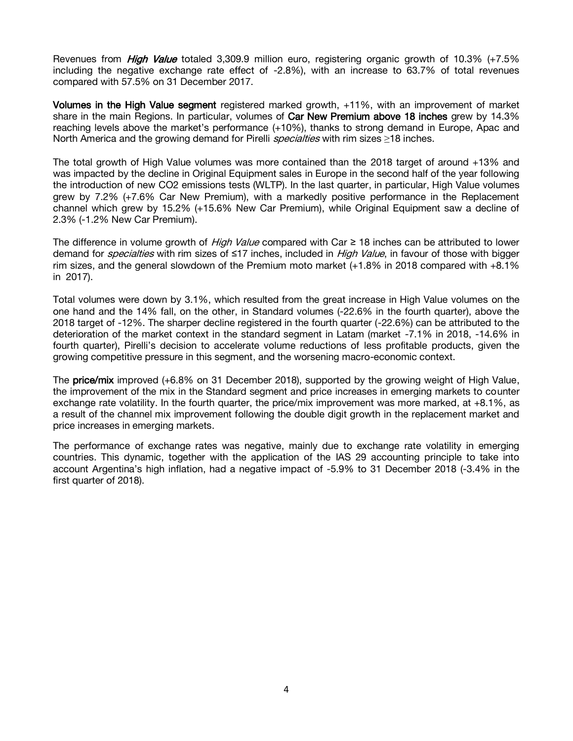Revenues from ***High Value*** totaled 3,309.9 million euro, registering organic growth of 10.3% (+7.5% including the negative exchange rate effect of -2.8%), with an increase to 63.7% of total revenues compared with 57.5% on 31 December 2017.

**Volumes in the High Value segment** registered marked growth, +11%, with an improvement of market share in the main Regions. In particular, volumes of **Car New Premium above 18 inches** grew by 14.3% reaching levels above the market's performance (+10%), thanks to strong demand in Europe, Apac and North America and the growing demand for Pirelli *specialties* with rim sizes ≥18 inches.

The total growth of High Value volumes was more contained than the 2018 target of around +13% and was impacted by the decline in Original Equipment sales in Europe in the second half of the year following the introduction of new CO2 emissions tests (WLTP). In the last quarter, in particular, High Value volumes grew by 7.2% (+7.6% Car New Premium), with a markedly positive performance in the Replacement channel which grew by 15.2% (+15.6% New Car Premium), while Original Equipment saw a decline of 2.3% (-1.2% New Car Premium).

The difference in volume growth of *High Value* compared with Car ≥ 18 inches can be attributed to lower demand for *specialties* with rim sizes of ≤17 inches, included in *High Value*, in favour of those with bigger rim sizes, and the general slowdown of the Premium moto market (+1.8% in 2018 compared with +8.1% in 2017).

Total volumes were down by 3.1%, which resulted from the great increase in High Value volumes on the one hand and the 14% fall, on the other, in Standard volumes (-22.6% in the fourth quarter), above the 2018 target of -12%. The sharper decline registered in the fourth quarter (-22.6%) can be attributed to the deterioration of the market context in the standard segment in Latam (market -7.1% in 2018, -14.6% in fourth quarter), Pirelli's decision to accelerate volume reductions of less profitable products, given the growing competitive pressure in this segment, and the worsening macro-economic context.

The **price/mix** improved (+6.8% on 31 December 2018), supported by the growing weight of High Value, the improvement of the mix in the Standard segment and price increases in emerging markets to counter exchange rate volatility. In the fourth quarter, the price/mix improvement was more marked, at +8.1%, as a result of the channel mix improvement following the double digit growth in the replacement market and price increases in emerging markets.

The performance of exchange rates was negative, mainly due to exchange rate volatility in emerging countries. This dynamic, together with the application of the IAS 29 accounting principle to take into account Argentina's high inflation, had a negative impact of -5.9% to 31 December 2018 (-3.4% in the first quarter of 2018).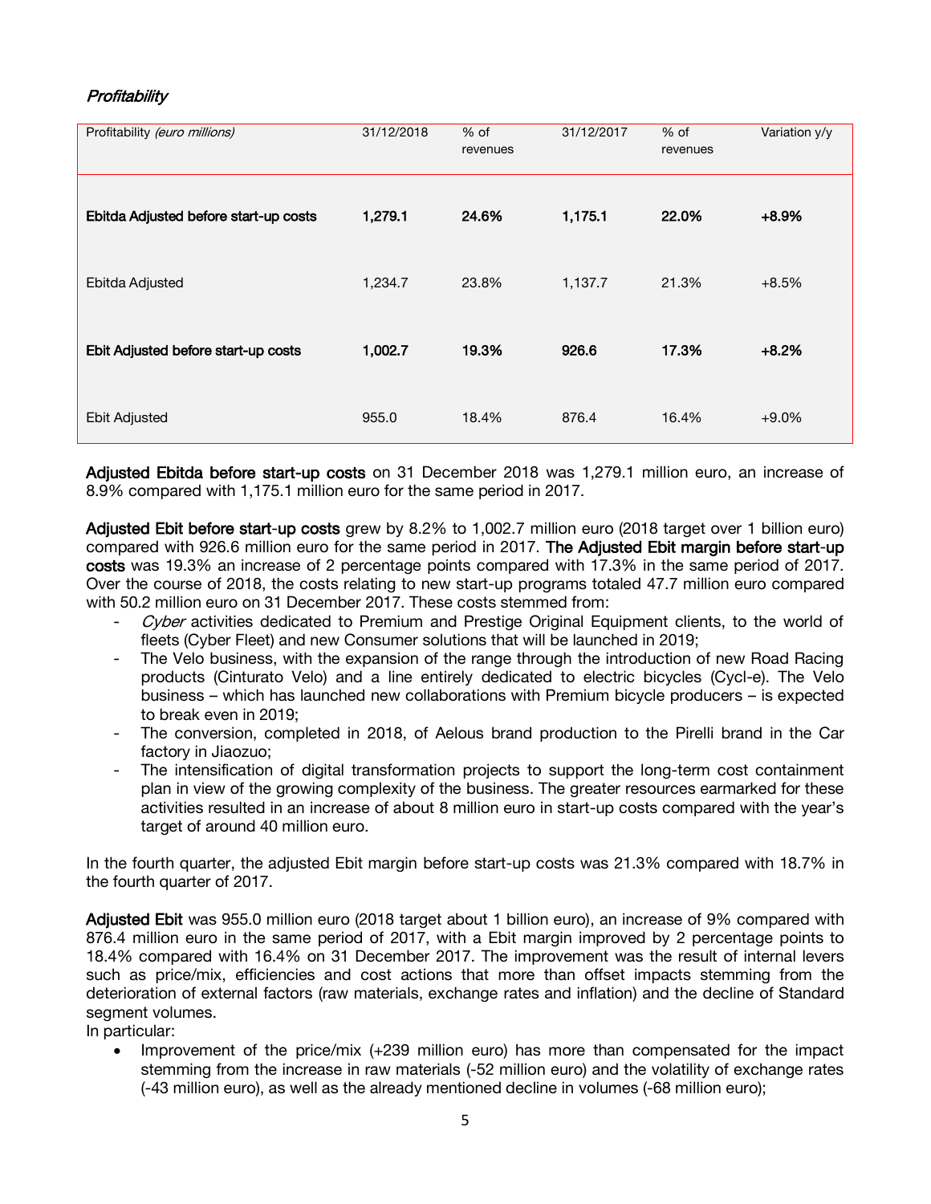### *Profitability*

| Profitability *(euro millions)* | 31/12/2018 | % of revenues | 31/12/2017 | % of revenues | Variation y/y |
|---|---|---|---|---|---|
| **Ebitda Adjusted before start-up costs** | **1,279.1** | **24.6%** | **1,175.1** | **22.0%** | **+8.9%** |
| Ebitda Adjusted | 1,234.7 | 23.8% | 1,137.7 | 21.3% | +8.5% |
| **Ebit Adjusted before start-up costs** | **1,002.7** | **19.3%** | **926.6** | **17.3%** | **+8.2%** |
| Ebit Adjusted | 955.0 | 18.4% | 876.4 | 16.4% | +9.0% |

**Adjusted Ebitda before start-up costs** on 31 December 2018 was 1,279.1 million euro, an increase of 8.9% compared with 1,175.1 million euro for the same period in 2017.

**Adjusted Ebit before start-up costs** grew by 8.2% to 1,002.7 million euro (2018 target over 1 billion euro) compared with 926.6 million euro for the same period in 2017. **The Adjusted Ebit margin before start-up costs** was 19.3% an increase of 2 percentage points compared with 17.3% in the same period of 2017. Over the course of 2018, the costs relating to new start-up programs totaled 47.7 million euro compared with 50.2 million euro on 31 December 2017. These costs stemmed from:

- *Cyber* activities dedicated to Premium and Prestige Original Equipment clients, to the world of fleets (Cyber Fleet) and new Consumer solutions that will be launched in 2019;
- The Velo business, with the expansion of the range through the introduction of new Road Racing products (Cinturato Velo) and a line entirely dedicated to electric bicycles (Cycl-e). The Velo business – which has launched new collaborations with Premium bicycle producers – is expected to break even in 2019;
- The conversion, completed in 2018, of Aelous brand production to the Pirelli brand in the Car factory in Jiaozuo;
- The intensification of digital transformation projects to support the long-term cost containment plan in view of the growing complexity of the business. The greater resources earmarked for these activities resulted in an increase of about 8 million euro in start-up costs compared with the year's target of around 40 million euro.

In the fourth quarter, the adjusted Ebit margin before start-up costs was 21.3% compared with 18.7% in the fourth quarter of 2017.

**Adjusted Ebit** was 955.0 million euro (2018 target about 1 billion euro), an increase of 9% compared with 876.4 million euro in the same period of 2017, with a Ebit margin improved by 2 percentage points to 18.4% compared with 16.4% on 31 December 2017. The improvement was the result of internal levers such as price/mix, efficiencies and cost actions that more than offset impacts stemming from the deterioration of external factors (raw materials, exchange rates and inflation) and the decline of Standard segment volumes.

In particular:

- Improvement of the price/mix (+239 million euro) has more than compensated for the impact stemming from the increase in raw materials (-52 million euro) and the volatility of exchange rates (-43 million euro), as well as the already mentioned decline in volumes (-68 million euro);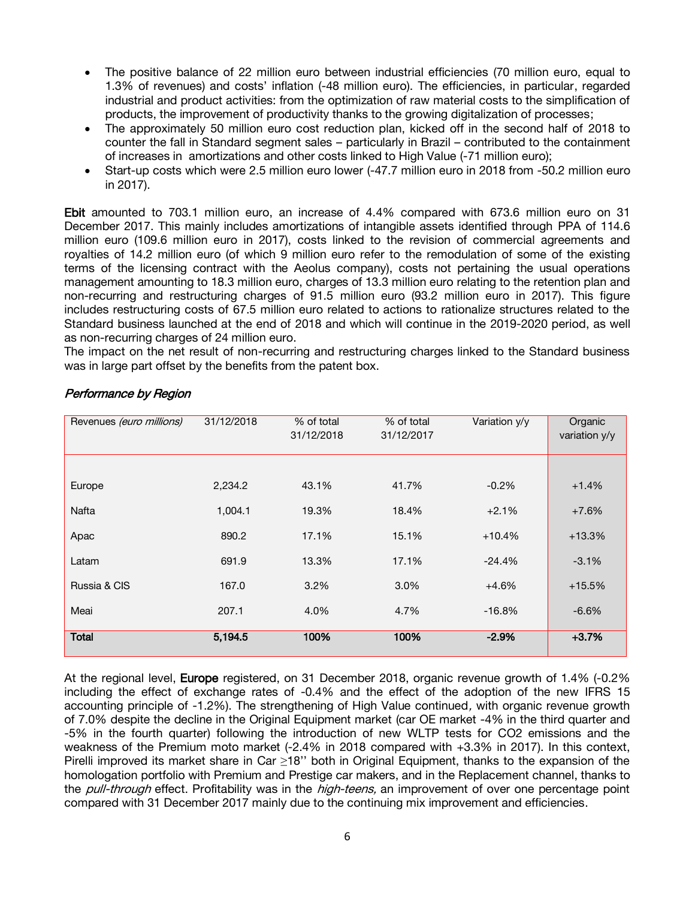- The positive balance of 22 million euro between industrial efficiencies (70 million euro, equal to 1.3% of revenues) and costs' inflation (-48 million euro). The efficiencies, in particular, regarded industrial and product activities: from the optimization of raw material costs to the simplification of products, the improvement of productivity thanks to the growing digitalization of processes;
- The approximately 50 million euro cost reduction plan, kicked off in the second half of 2018 to counter the fall in Standard segment sales – particularly in Brazil – contributed to the containment of increases in amortizations and other costs linked to High Value (-71 million euro);
- Start-up costs which were 2.5 million euro lower (-47.7 million euro in 2018 from -50.2 million euro in 2017).

**Ebit** amounted to 703.1 million euro, an increase of 4.4% compared with 673.6 million euro on 31 December 2017. This mainly includes amortizations of intangible assets identified through PPA of 114.6 million euro (109.6 million euro in 2017), costs linked to the revision of commercial agreements and royalties of 14.2 million euro (of which 9 million euro refer to the remodulation of some of the existing terms of the licensing contract with the Aeolus company), costs not pertaining the usual operations management amounting to 18.3 million euro, charges of 13.3 million euro relating to the retention plan and non-recurring and restructuring charges of 91.5 million euro (93.2 million euro in 2017). This figure includes restructuring costs of 67.5 million euro related to actions to rationalize structures related to the Standard business launched at the end of 2018 and which will continue in the 2019-2020 period, as well as non-recurring charges of 24 million euro.
The impact on the net result of non-recurring and restructuring charges linked to the Standard business was in large part offset by the benefits from the patent box.

*Performance by Region*

| Revenues *(euro millions)* | 31/12/2018 | % of total 31/12/2018 | % of total 31/12/2017 | Variation y/y | Organic variation y/y |
|---|---|---|---|---|---|
| Europe | 2,234.2 | 43.1% | 41.7% | -0.2% | +1.4% |
| Nafta | 1,004.1 | 19.3% | 18.4% | +2.1% | +7.6% |
| Apac | 890.2 | 17.1% | 15.1% | +10.4% | +13.3% |
| Latam | 691.9 | 13.3% | 17.1% | -24.4% | -3.1% |
| Russia & CIS | 167.0 | 3.2% | 3.0% | +4.6% | +15.5% |
| Meai | 207.1 | 4.0% | 4.7% | -16.8% | -6.6% |
| **Total** | **5,194.5** | **100%** | **100%** | **-2.9%** | **+3.7%** |

At the regional level, **Europe** registered, on 31 December 2018, organic revenue growth of 1.4% (-0.2% including the effect of exchange rates of -0.4% and the effect of the adoption of the new IFRS 15 accounting principle of -1.2%). The strengthening of High Value continued, with organic revenue growth of 7.0% despite the decline in the Original Equipment market (car OE market -4% in the third quarter and -5% in the fourth quarter) following the introduction of new WLTP tests for CO2 emissions and the weakness of the Premium moto market (-2.4% in 2018 compared with +3.3% in 2017). In this context, Pirelli improved its market share in Car ≥18'' both in Original Equipment, thanks to the expansion of the homologation portfolio with Premium and Prestige car makers, and in the Replacement channel, thanks to the *pull-through* effect. Profitability was in the *high-teens,* an improvement of over one percentage point compared with 31 December 2017 mainly due to the continuing mix improvement and efficiencies.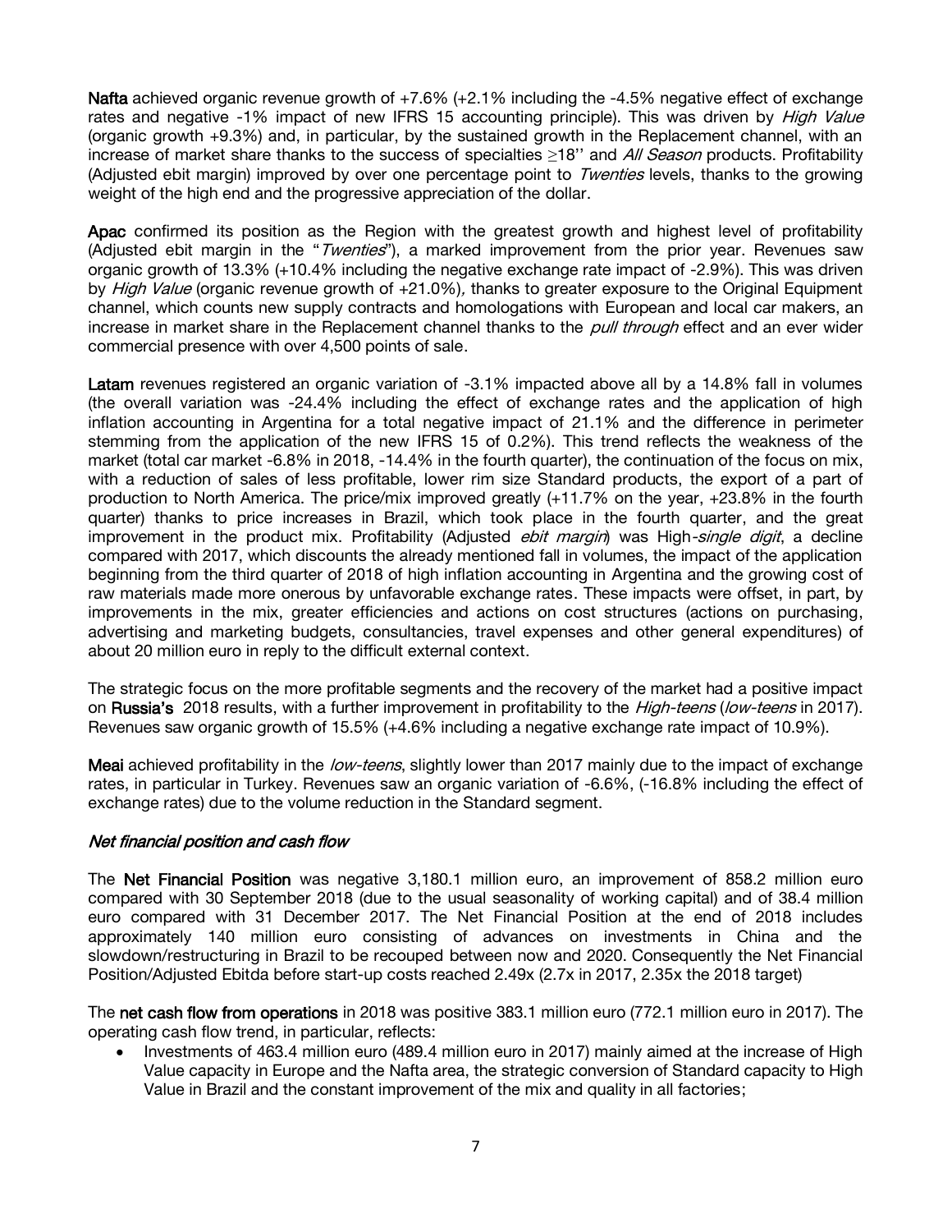**Nafta** achieved organic revenue growth of +7.6% (+2.1% including the -4.5% negative effect of exchange rates and negative -1% impact of new IFRS 15 accounting principle). This was driven by *High Value* (organic growth +9.3%) and, in particular, by the sustained growth in the Replacement channel, with an increase of market share thanks to the success of specialties ≥18'' and *All Season* products. Profitability (Adjusted ebit margin) improved by over one percentage point to *Twenties* levels, thanks to the growing weight of the high end and the progressive appreciation of the dollar.

**Apac** confirmed its position as the Region with the greatest growth and highest level of profitability (Adjusted ebit margin in the "*Twenties*"), a marked improvement from the prior year. Revenues saw organic growth of 13.3% (+10.4% including the negative exchange rate impact of -2.9%). This was driven by *High Value* (organic revenue growth of +21.0%), thanks to greater exposure to the Original Equipment channel, which counts new supply contracts and homologations with European and local car makers, an increase in market share in the Replacement channel thanks to the *pull through* effect and an ever wider commercial presence with over 4,500 points of sale.

**Latam** revenues registered an organic variation of -3.1% impacted above all by a 14.8% fall in volumes (the overall variation was -24.4% including the effect of exchange rates and the application of high inflation accounting in Argentina for a total negative impact of 21.1% and the difference in perimeter stemming from the application of the new IFRS 15 of 0.2%). This trend reflects the weakness of the market (total car market -6.8% in 2018, -14.4% in the fourth quarter), the continuation of the focus on mix, with a reduction of sales of less profitable, lower rim size Standard products, the export of a part of production to North America. The price/mix improved greatly (+11.7% on the year, +23.8% in the fourth quarter) thanks to price increases in Brazil, which took place in the fourth quarter, and the great improvement in the product mix. Profitability (Adjusted *ebit margin*) was High-*single digit*, a decline compared with 2017, which discounts the already mentioned fall in volumes, the impact of the application beginning from the third quarter of 2018 of high inflation accounting in Argentina and the growing cost of raw materials made more onerous by unfavorable exchange rates. These impacts were offset, in part, by improvements in the mix, greater efficiencies and actions on cost structures (actions on purchasing, advertising and marketing budgets, consultancies, travel expenses and other general expenditures) of about 20 million euro in reply to the difficult external context.

The strategic focus on the more profitable segments and the recovery of the market had a positive impact on **Russia's** 2018 results, with a further improvement in profitability to the *High-teens* (*low-teens* in 2017). Revenues saw organic growth of 15.5% (+4.6% including a negative exchange rate impact of 10.9%).

**Meai** achieved profitability in the *low-teens*, slightly lower than 2017 mainly due to the impact of exchange rates, in particular in Turkey. Revenues saw an organic variation of -6.6%, (-16.8% including the effect of exchange rates) due to the volume reduction in the Standard segment.

### *Net financial position and cash flow*

The **Net Financial Position** was negative 3,180.1 million euro, an improvement of 858.2 million euro compared with 30 September 2018 (due to the usual seasonality of working capital) and of 38.4 million euro compared with 31 December 2017. The Net Financial Position at the end of 2018 includes approximately 140 million euro consisting of advances on investments in China and the slowdown/restructuring in Brazil to be recouped between now and 2020. Consequently the Net Financial Position/Adjusted Ebitda before start-up costs reached 2.49x (2.7x in 2017, 2.35x the 2018 target)

The **net cash flow from operations** in 2018 was positive 383.1 million euro (772.1 million euro in 2017). The operating cash flow trend, in particular, reflects:

- Investments of 463.4 million euro (489.4 million euro in 2017) mainly aimed at the increase of High Value capacity in Europe and the Nafta area, the strategic conversion of Standard capacity to High Value in Brazil and the constant improvement of the mix and quality in all factories;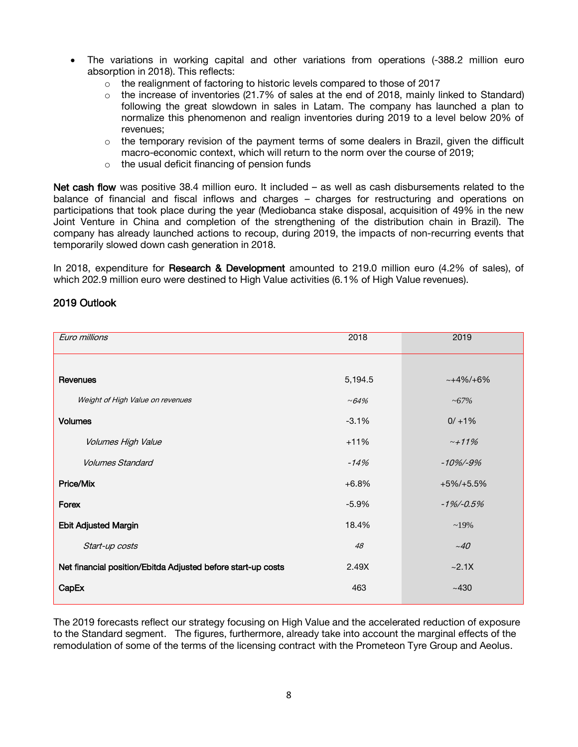- The variations in working capital and other variations from operations (-388.2 million euro absorption in 2018). This reflects:
  - the realignment of factoring to historic levels compared to those of 2017
  - the increase of inventories (21.7% of sales at the end of 2018, mainly linked to Standard) following the great slowdown in sales in Latam. The company has launched a plan to normalize this phenomenon and realign inventories during 2019 to a level below 20% of revenues;
  - the temporary revision of the payment terms of some dealers in Brazil, given the difficult macro-economic context, which will return to the norm over the course of 2019;
  - the usual deficit financing of pension funds

**Net cash flow** was positive 38.4 million euro. It included – as well as cash disbursements related to the balance of financial and fiscal inflows and charges – charges for restructuring and operations on participations that took place during the year (Mediobanca stake disposal, acquisition of 49% in the new Joint Venture in China and completion of the strengthening of the distribution chain in Brazil). The company has already launched actions to recoup, during 2019, the impacts of non-recurring events that temporarily slowed down cash generation in 2018.

In 2018, expenditure for **Research & Development** amounted to 219.0 million euro (4.2% of sales), of which 202.9 million euro were destined to High Value activities (6.1% of High Value revenues).

## 2019 Outlook

| *Euro millions* | 2018 | 2019 |
|---|---|---|
| **Revenues** | 5,194.5 | ~+4%/+6% |
| *Weight of High Value on revenues* | *~64%* | *~67%* |
| **Volumes** | -3.1% | 0/ +1% |
| *Volumes High Value* | *+11%* | *~+11%* |
| *Volumes Standard* | *-14%* | *-10%/-9%* |
| **Price/Mix** | +6.8% | +5%/+5.5% |
| **Forex** | -5.9% | *-1%/-0.5%* |
| **Ebit Adjusted Margin** | 18.4% | ~19% |
| *Start-up costs* | *48* | *~40* |
| **Net financial position/Ebitda Adjusted before start-up costs** | 2.49X | ~2.1X |
| **CapEx** | 463 | ~430 |

The 2019 forecasts reflect our strategy focusing on High Value and the accelerated reduction of exposure to the Standard segment. The figures, furthermore, already take into account the marginal effects of the remodulation of some of the terms of the licensing contract with the Prometeon Tyre Group and Aeolus.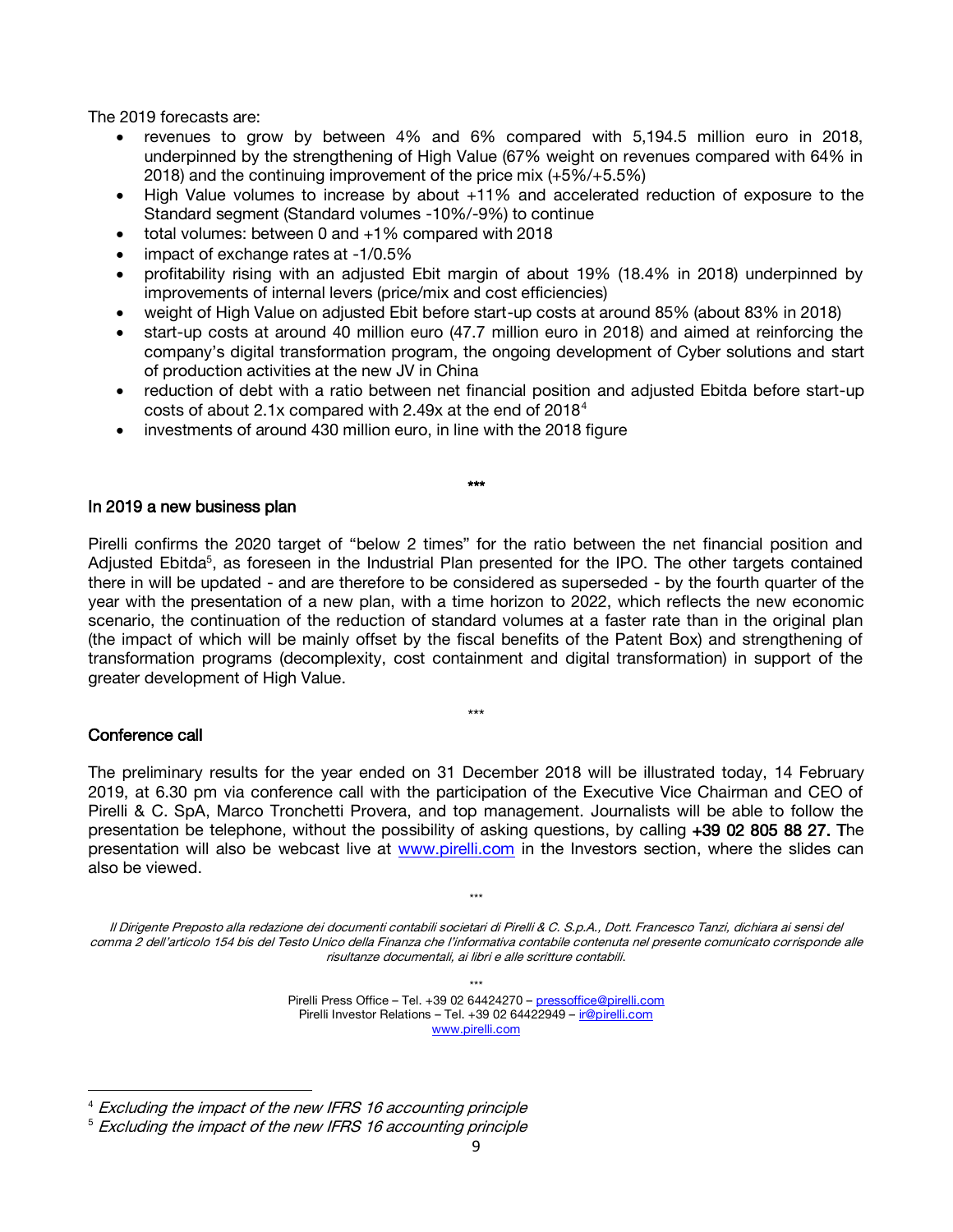The 2019 forecasts are:

- revenues to grow by between 4% and 6% compared with 5,194.5 million euro in 2018, underpinned by the strengthening of High Value (67% weight on revenues compared with 64% in 2018) and the continuing improvement of the price mix (+5%/+5.5%)
- High Value volumes to increase by about +11% and accelerated reduction of exposure to the Standard segment (Standard volumes -10%/-9%) to continue
- total volumes: between 0 and +1% compared with 2018
- impact of exchange rates at -1/0.5%
- profitability rising with an adjusted Ebit margin of about 19% (18.4% in 2018) underpinned by improvements of internal levers (price/mix and cost efficiencies)
- weight of High Value on adjusted Ebit before start-up costs at around 85% (about 83% in 2018)
- start-up costs at around 40 million euro (47.7 million euro in 2018) and aimed at reinforcing the company's digital transformation program, the ongoing development of Cyber solutions and start of production activities at the new JV in China
- reduction of debt with a ratio between net financial position and adjusted Ebitda before start-up costs of about 2.1x compared with 2.49x at the end of 2018[4]
- investments of around 430 million euro, in line with the 2018 figure

\*\*\*

## In 2019 a new business plan

Pirelli confirms the 2020 target of "below 2 times" for the ratio between the net financial position and Adjusted Ebitda[5], as foreseen in the Industrial Plan presented for the IPO. The other targets contained there in will be updated - and are therefore to be considered as superseded - by the fourth quarter of the year with the presentation of a new plan, with a time horizon to 2022, which reflects the new economic scenario, the continuation of the reduction of standard volumes at a faster rate than in the original plan (the impact of which will be mainly offset by the fiscal benefits of the Patent Box) and strengthening of transformation programs (decomplexity, cost containment and digital transformation) in support of the greater development of High Value.

\*\*\*

## Conference call

The preliminary results for the year ended on 31 December 2018 will be illustrated today, 14 February 2019, at 6.30 pm via conference call with the participation of the Executive Vice Chairman and CEO of Pirelli & C. SpA, Marco Tronchetti Provera, and top management. Journalists will be able to follow the presentation be telephone, without the possibility of asking questions, by calling **+39 02 805 88 27. T**he presentation will also be webcast live at www.pirelli.com in the Investors section, where the slides can also be viewed.

\*\*\*

*Il Dirigente Preposto alla redazione dei documenti contabili societari di Pirelli & C. S.p.A., Dott. Francesco Tanzi, dichiara ai sensi del comma 2 dell'articolo 154 bis del Testo Unico della Finanza che l'informativa contabile contenuta nel presente comunicato corrisponde alle risultanze documentali, ai libri e alle scritture contabili.*

\*\*\*

Pirelli Press Office – Tel. +39 02 64424270 – pressoffice@pirelli.com
Pirelli Investor Relations – Tel. +39 02 64422949 – ir@pirelli.com
www.pirelli.com

---

[4] *Excluding the impact of the new IFRS 16 accounting principle*

[5] *Excluding the impact of the new IFRS 16 accounting principle*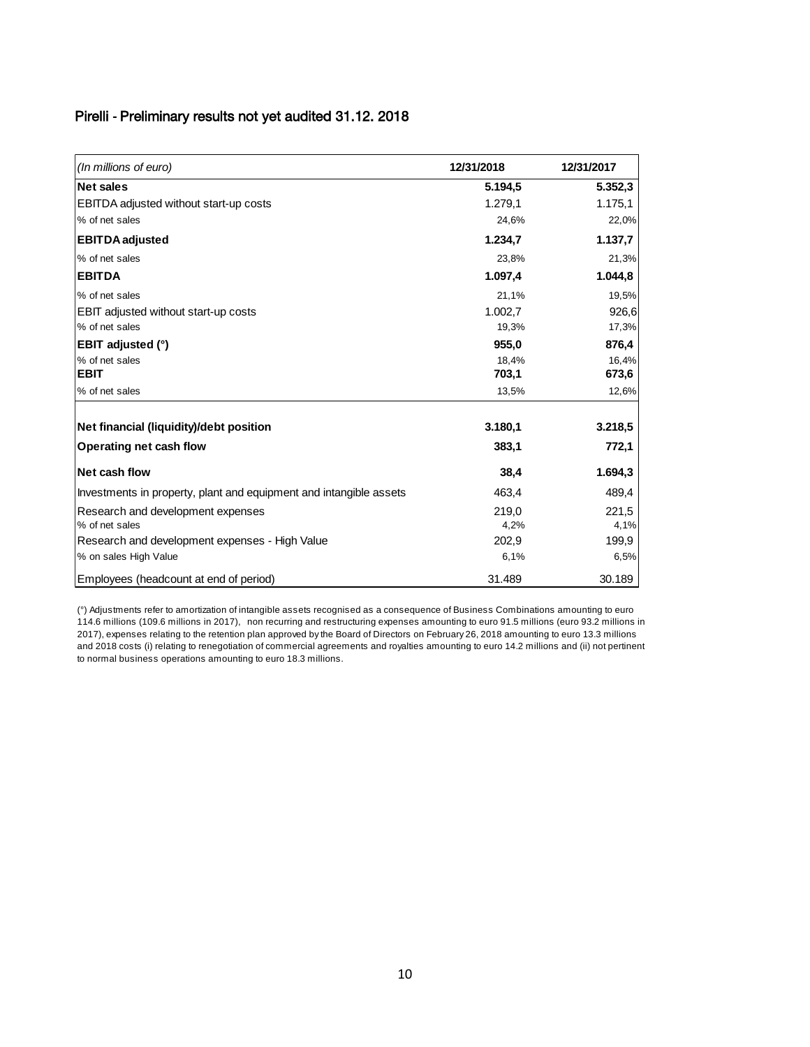## Pirelli - Preliminary results not yet audited 31.12. 2018

| *(In millions of euro)* | 12/31/2018 | 12/31/2017 |
|---|---|---|
| **Net sales** | **5.194,5** | **5.352,3** |
| EBITDA adjusted without start-up costs | 1.279,1 | 1.175,1 |
| % of net sales | 24,6% | 22,0% |
| **EBITDA adjusted** | **1.234,7** | **1.137,7** |
| % of net sales | 23,8% | 21,3% |
| **EBITDA** | **1.097,4** | **1.044,8** |
| % of net sales | 21,1% | 19,5% |
| EBIT adjusted without start-up costs | 1.002,7 | 926,6 |
| % of net sales | 19,3% | 17,3% |
| **EBIT adjusted (°)** | **955,0** | **876,4** |
| % of net sales | 18,4% | 16,4% |
| **EBIT** | **703,1** | **673,6** |
| % of net sales | 13,5% | 12,6% |
| **Net financial (liquidity)/debt position** | **3.180,1** | **3.218,5** |
| **Operating net cash flow** | **383,1** | **772,1** |
| **Net cash flow** | **38,4** | **1.694,3** |
| Investments in property, plant and equipment and intangible assets | 463,4 | 489,4 |
| Research and development expenses | 219,0 | 221,5 |
| % of net sales | 4,2% | 4,1% |
| Research and development expenses - High Value | 202,9 | 199,9 |
| % on sales High Value | 6,1% | 6,5% |
| Employees (headcount at end of period) | 31.489 | 30.189 |

(°) Adjustments refer to amortization of intangible assets recognised as a consequence of Business Combinations amounting to euro 114.6 millions (109.6 millions in 2017), non recurring and restructuring expenses amounting to euro 91.5 millions (euro 93.2 millions in 2017), expenses relating to the retention plan approved by the Board of Directors on February 26, 2018 amounting to euro 13.3 millions and 2018 costs (i) relating to renegotiation of commercial agreements and royalties amounting to euro 14.2 millions and (ii) not pertinent to normal business operations amounting to euro 18.3 millions.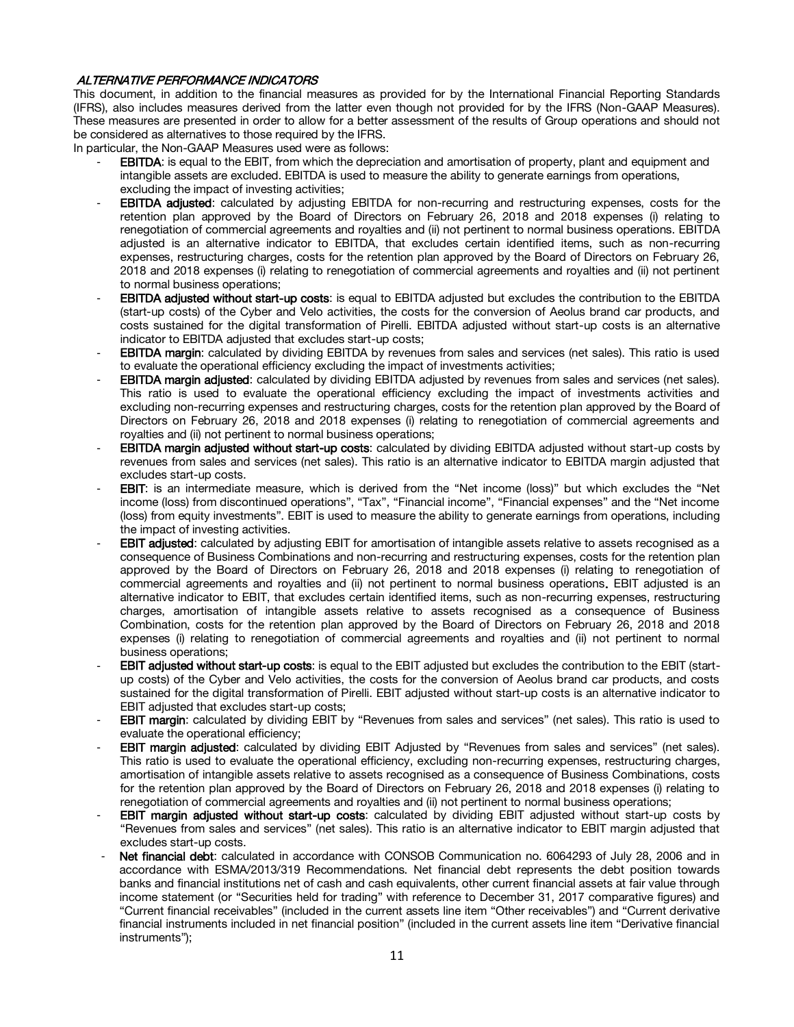### *ALTERNATIVE PERFORMANCE INDICATORS*

This document, in addition to the financial measures as provided for by the International Financial Reporting Standards (IFRS), also includes measures derived from the latter even though not provided for by the IFRS (Non-GAAP Measures). These measures are presented in order to allow for a better assessment of the results of Group operations and should not be considered as alternatives to those required by the IFRS.

In particular, the Non-GAAP Measures used were as follows:

- **EBITDA**: is equal to the EBIT, from which the depreciation and amortisation of property, plant and equipment and intangible assets are excluded. EBITDA is used to measure the ability to generate earnings from operations, excluding the impact of investing activities;
- **EBITDA adjusted**: calculated by adjusting EBITDA for non-recurring and restructuring expenses, costs for the retention plan approved by the Board of Directors on February 26, 2018 and 2018 expenses (i) relating to renegotiation of commercial agreements and royalties and (ii) not pertinent to normal business operations. EBITDA adjusted is an alternative indicator to EBITDA, that excludes certain identified items, such as non-recurring expenses, restructuring charges, costs for the retention plan approved by the Board of Directors on February 26, 2018 and 2018 expenses (i) relating to renegotiation of commercial agreements and royalties and (ii) not pertinent to normal business operations;
- **EBITDA adjusted without start-up costs**: is equal to EBITDA adjusted but excludes the contribution to the EBITDA (start-up costs) of the Cyber and Velo activities, the costs for the conversion of Aeolus brand car products, and costs sustained for the digital transformation of Pirelli. EBITDA adjusted without start-up costs is an alternative indicator to EBITDA adjusted that excludes start-up costs;
- **EBITDA margin**: calculated by dividing EBITDA by revenues from sales and services (net sales). This ratio is used to evaluate the operational efficiency excluding the impact of investments activities;
- **EBITDA margin adjusted**: calculated by dividing EBITDA adjusted by revenues from sales and services (net sales). This ratio is used to evaluate the operational efficiency excluding the impact of investments activities and excluding non-recurring expenses and restructuring charges, costs for the retention plan approved by the Board of Directors on February 26, 2018 and 2018 expenses (i) relating to renegotiation of commercial agreements and royalties and (ii) not pertinent to normal business operations;
- **EBITDA margin adjusted without start-up costs**: calculated by dividing EBITDA adjusted without start-up costs by revenues from sales and services (net sales). This ratio is an alternative indicator to EBITDA margin adjusted that excludes start-up costs.
- **EBIT**: is an intermediate measure, which is derived from the "Net income (loss)" but which excludes the "Net income (loss) from discontinued operations", "Tax", "Financial income", "Financial expenses" and the "Net income (loss) from equity investments". EBIT is used to measure the ability to generate earnings from operations, including the impact of investing activities.
- **EBIT adjusted**: calculated by adjusting EBIT for amortisation of intangible assets relative to assets recognised as a consequence of Business Combinations and non-recurring and restructuring expenses, costs for the retention plan approved by the Board of Directors on February 26, 2018 and 2018 expenses (i) relating to renegotiation of commercial agreements and royalties and (ii) not pertinent to normal business operations**.** EBIT adjusted is an alternative indicator to EBIT, that excludes certain identified items, such as non-recurring expenses, restructuring charges, amortisation of intangible assets relative to assets recognised as a consequence of Business Combination, costs for the retention plan approved by the Board of Directors on February 26, 2018 and 2018 expenses (i) relating to renegotiation of commercial agreements and royalties and (ii) not pertinent to normal business operations;
- **EBIT adjusted without start-up costs**: is equal to the EBIT adjusted but excludes the contribution to the EBIT (start-up costs) of the Cyber and Velo activities, the costs for the conversion of Aeolus brand car products, and costs sustained for the digital transformation of Pirelli. EBIT adjusted without start-up costs is an alternative indicator to EBIT adjusted that excludes start-up costs;
- **EBIT margin**: calculated by dividing EBIT by "Revenues from sales and services" (net sales). This ratio is used to evaluate the operational efficiency;
- **EBIT margin adjusted**: calculated by dividing EBIT Adjusted by "Revenues from sales and services" (net sales). This ratio is used to evaluate the operational efficiency, excluding non-recurring expenses, restructuring charges, amortisation of intangible assets relative to assets recognised as a consequence of Business Combinations, costs for the retention plan approved by the Board of Directors on February 26, 2018 and 2018 expenses (i) relating to renegotiation of commercial agreements and royalties and (ii) not pertinent to normal business operations;
- **EBIT margin adjusted without start-up costs**: calculated by dividing EBIT adjusted without start-up costs by "Revenues from sales and services" (net sales). This ratio is an alternative indicator to EBIT margin adjusted that excludes start-up costs.
- **Net financial debt**: calculated in accordance with CONSOB Communication no. 6064293 of July 28, 2006 and in accordance with ESMA/2013/319 Recommendations. Net financial debt represents the debt position towards banks and financial institutions net of cash and cash equivalents, other current financial assets at fair value through income statement (or "Securities held for trading" with reference to December 31, 2017 comparative figures) and "Current financial receivables" (included in the current assets line item "Other receivables") and "Current derivative financial instruments included in net financial position" (included in the current assets line item "Derivative financial instruments");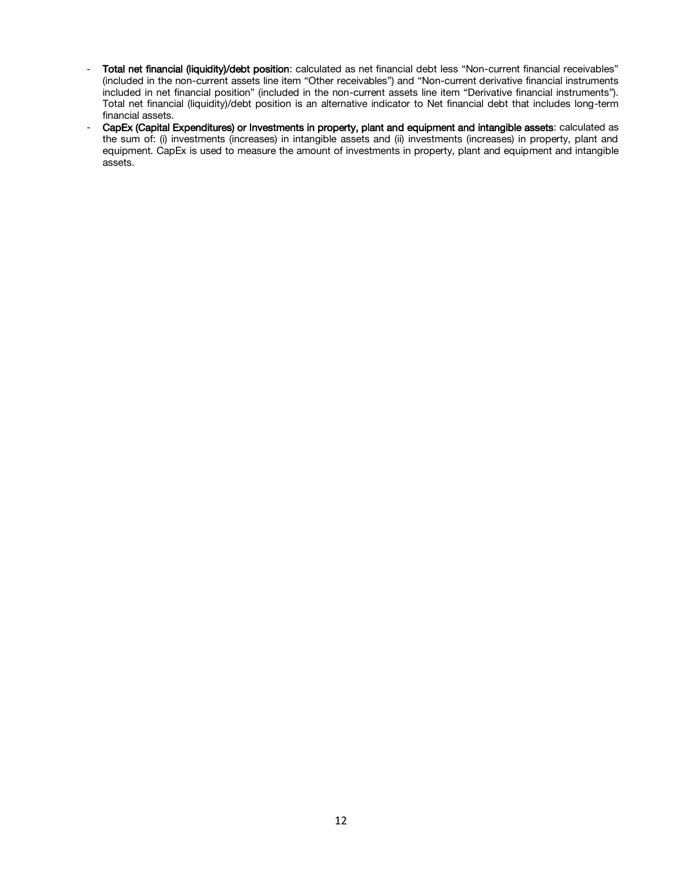- **Total net financial (liquidity)/debt position**: calculated as net financial debt less "Non-current financial receivables" (included in the non-current assets line item "Other receivables") and "Non-current derivative financial instruments included in net financial position" (included in the non-current assets line item "Derivative financial instruments"). Total net financial (liquidity)/debt position is an alternative indicator to Net financial debt that includes long-term financial assets.
- **CapEx (Capital Expenditures) or Investments in property, plant and equipment and intangible assets**: calculated as the sum of: (i) investments (increases) in intangible assets and (ii) investments (increases) in property, plant and equipment. CapEx is used to measure the amount of investments in property, plant and equipment and intangible assets.